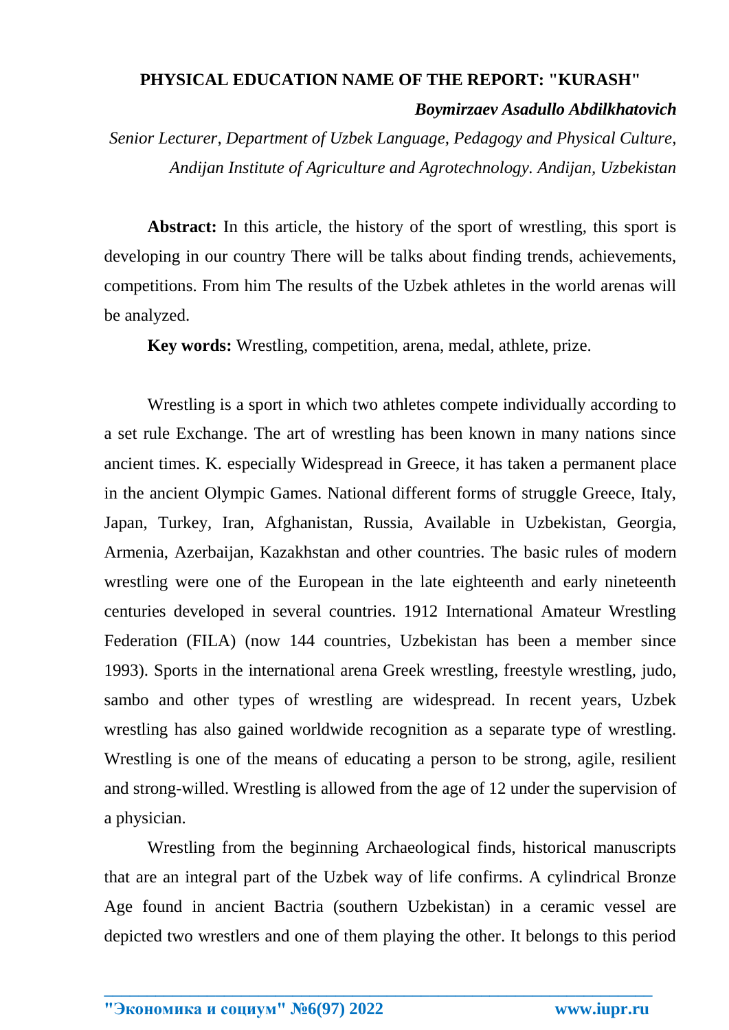**PHYSICAL EDUCATION NAME OF THE REPORT: "KURASH"**

***Boymirzaev Asadullo Abdilkhatovich***

*Senior Lecturer, Department of Uzbek Language, Pedagogy and Physical Culture, Andijan Institute of Agriculture and Agrotechnology. Andijan, Uzbekistan*

**Abstract:** In this article, the history of the sport of wrestling, this sport is developing in our country There will be talks about finding trends, achievements, competitions. From him The results of the Uzbek athletes in the world arenas will be analyzed.

**Key words:** Wrestling, competition, arena, medal, athlete, prize.

Wrestling is a sport in which two athletes compete individually according to a set rule Exchange. The art of wrestling has been known in many nations since ancient times. K. especially Widespread in Greece, it has taken a permanent place in the ancient Olympic Games. National different forms of struggle Greece, Italy, Japan, Turkey, Iran, Afghanistan, Russia, Available in Uzbekistan, Georgia, Armenia, Azerbaijan, Kazakhstan and other countries. The basic rules of modern wrestling were one of the European in the late eighteenth and early nineteenth centuries developed in several countries. 1912 International Amateur Wrestling Federation (FILA) (now 144 countries, Uzbekistan has been a member since 1993). Sports in the international arena Greek wrestling, freestyle wrestling, judo, sambo and other types of wrestling are widespread. In recent years, Uzbek wrestling has also gained worldwide recognition as a separate type of wrestling. Wrestling is one of the means of educating a person to be strong, agile, resilient and strong-willed. Wrestling is allowed from the age of 12 under the supervision of a physician.

Wrestling from the beginning Archaeological finds, historical manuscripts that are an integral part of the Uzbek way of life confirms. A cylindrical Bronze Age found in ancient Bactria (southern Uzbekistan) in a ceramic vessel are depicted two wrestlers and one of them playing the other. It belongs to this period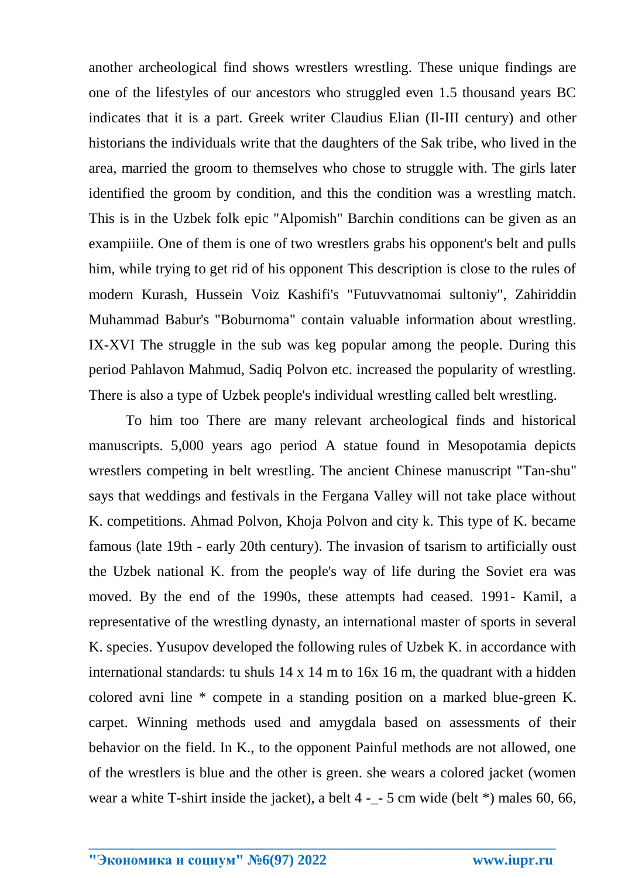another archeological find shows wrestlers wrestling. These unique findings are one of the lifestyles of our ancestors who struggled even 1.5 thousand years BC indicates that it is a part. Greek writer Claudius Elian (Il-III century) and other historians the individuals write that the daughters of the Sak tribe, who lived in the area, married the groom to themselves who chose to struggle with. The girls later identified the groom by condition, and this the condition was a wrestling match. This is in the Uzbek folk epic "Alpomish" Barchin conditions can be given as an exampiiile. One of them is one of two wrestlers grabs his opponent's belt and pulls him, while trying to get rid of his opponent This description is close to the rules of modern Kurash, Hussein Voiz Kashifi's "Futuvvatnomai sultoniy", Zahiriddin Muhammad Babur's "Boburnoma" contain valuable information about wrestling. IX-XVI The struggle in the sub was keg popular among the people. During this period Pahlavon Mahmud, Sadiq Polvon etc. increased the popularity of wrestling. There is also a type of Uzbek people's individual wrestling called belt wrestling.

To him too There are many relevant archeological finds and historical manuscripts. 5,000 years ago period A statue found in Mesopotamia depicts wrestlers competing in belt wrestling. The ancient Chinese manuscript "Tan-shu" says that weddings and festivals in the Fergana Valley will not take place without K. competitions. Ahmad Polvon, Khoja Polvon and city k. This type of K. became famous (late 19th - early 20th century). The invasion of tsarism to artificially oust the Uzbek national K. from the people's way of life during the Soviet era was moved. By the end of the 1990s, these attempts had ceased. 1991- Kamil, a representative of the wrestling dynasty, an international master of sports in several K. species. Yusupov developed the following rules of Uzbek K. in accordance with international standards: tu shuls 14 x 14 m to 16x 16 m, the quadrant with a hidden colored avni line * compete in a standing position on a marked blue-green K. carpet. Winning methods used and amygdala based on assessments of their behavior on the field. In K., to the opponent Painful methods are not allowed, one of the wrestlers is blue and the other is green. she wears a colored jacket (women wear a white T-shirt inside the jacket), a belt 4 -_- 5 cm wide (belt *) males 60, 66,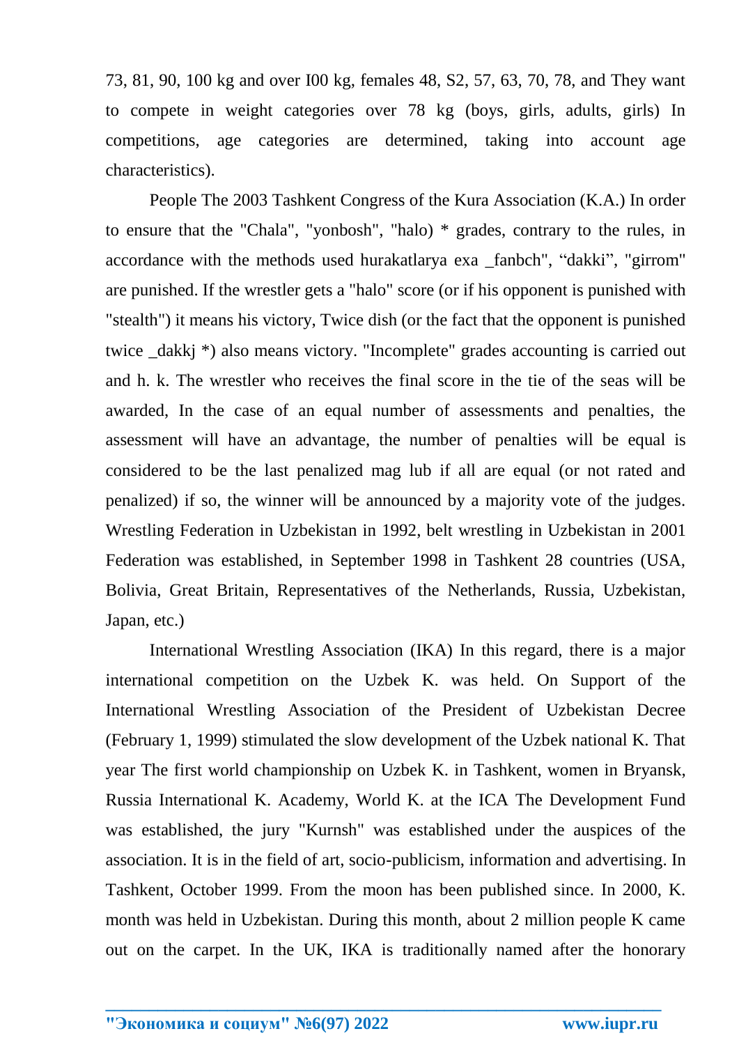73, 81, 90, 100 kg and over I00 kg, females 48, S2, 57, 63, 70, 78, and They want to compete in weight categories over 78 kg (boys, girls, adults, girls) In competitions, age categories are determined, taking into account age characteristics).

People The 2003 Tashkent Congress of the Kura Association (K.A.) In order to ensure that the "Chala", "yonbosh", "halo) * grades, contrary to the rules, in accordance with the methods used hurakatlarya exa _fanbch", “dakki”, "girrom" are punished. If the wrestler gets a "halo" score (or if his opponent is punished with "stealth") it means his victory, Twice dish (or the fact that the opponent is punished twice _dakkj *) also means victory. "Incomplete" grades accounting is carried out and h. k. The wrestler who receives the final score in the tie of the seas will be awarded, In the case of an equal number of assessments and penalties, the assessment will have an advantage, the number of penalties will be equal is considered to be the last penalized mag lub if all are equal (or not rated and penalized) if so, the winner will be announced by a majority vote of the judges. Wrestling Federation in Uzbekistan in 1992, belt wrestling in Uzbekistan in 2001 Federation was established, in September 1998 in Tashkent 28 countries (USA, Bolivia, Great Britain, Representatives of the Netherlands, Russia, Uzbekistan, Japan, etc.)

International Wrestling Association (IKA) In this regard, there is a major international competition on the Uzbek K. was held. On Support of the International Wrestling Association of the President of Uzbekistan Decree (February 1, 1999) stimulated the slow development of the Uzbek national K. That year The first world championship on Uzbek K. in Tashkent, women in Bryansk, Russia International K. Academy, World K. at the ICA The Development Fund was established, the jury "Kurnsh" was established under the auspices of the association. It is in the field of art, socio-publicism, information and advertising. In Tashkent, October 1999. From the moon has been published since. In 2000, K. month was held in Uzbekistan. During this month, about 2 million people K came out on the carpet. In the UK, IKA is traditionally named after the honorary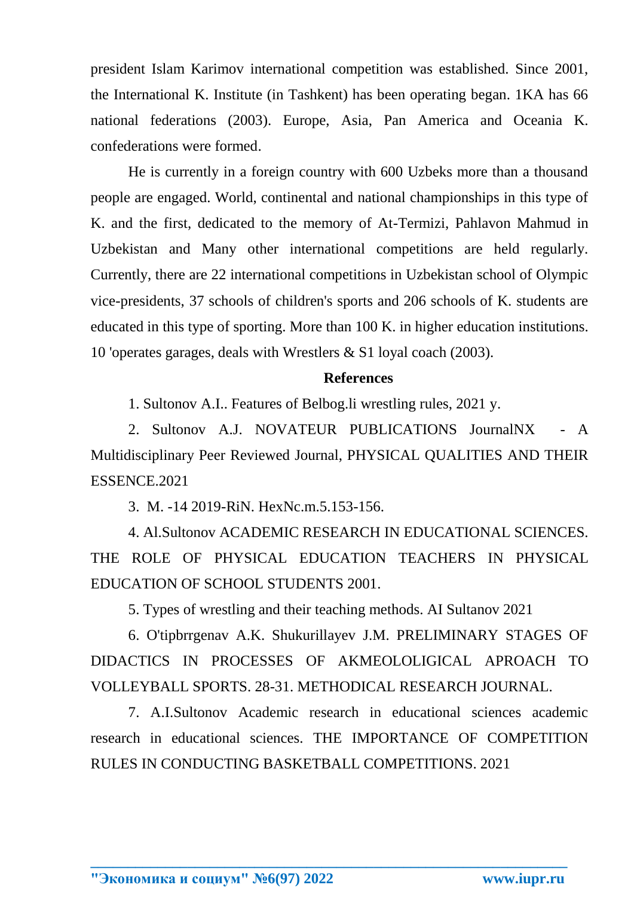president Islam Karimov international competition was established. Since 2001, the International K. Institute (in Tashkent) has been operating began. 1KA has 66 national federations (2003). Europe, Asia, Pan America and Oceania K. confederations were formed.

He is currently in a foreign country with 600 Uzbeks more than a thousand people are engaged. World, continental and national championships in this type of K. and the first, dedicated to the memory of At-Termizi, Pahlavon Mahmud in Uzbekistan and Many other international competitions are held regularly. Currently, there are 22 international competitions in Uzbekistan school of Olympic vice-presidents, 37 schools of children's sports and 206 schools of K. students are educated in this type of sporting. More than 100 K. in higher education institutions. 10 'operates garages, deals with Wrestlers & S1 loyal coach (2003).

**References**

1. Sultonov A.I.. Features of Belbog.li wrestling rules, 2021 y.
2. Sultonov A.J. NOVATEUR PUBLICATIONS JournalNX - A Multidisciplinary Peer Reviewed Journal, PHYSICAL QUALITIES AND THEIR ESSENCE.2021
3. M. -14 2019-RiN. HexNc.m.5.153-156.
4. Al.Sultonov ACADEMIC RESEARCH IN EDUCATIONAL SCIENCES. THE ROLE OF PHYSICAL EDUCATION TEACHERS IN PHYSICAL EDUCATION OF SCHOOL STUDENTS 2001.
5. Types of wrestling and their teaching methods. AI Sultanov 2021
6. O'tipbrrgenav A.K. Shukurillayev J.M. PRELIMINARY STAGES OF DIDACTICS IN PROCESSES OF AKMEOLOLIGICAL APROACH TO VOLLEYBALL SPORTS. 28-31. METHODICAL RESEARCH JOURNAL.
7. A.I.Sultonov Academic research in educational sciences academic research in educational sciences. THE IMPORTANCE OF COMPETITION RULES IN CONDUCTING BASKETBALL COMPETITIONS. 2021